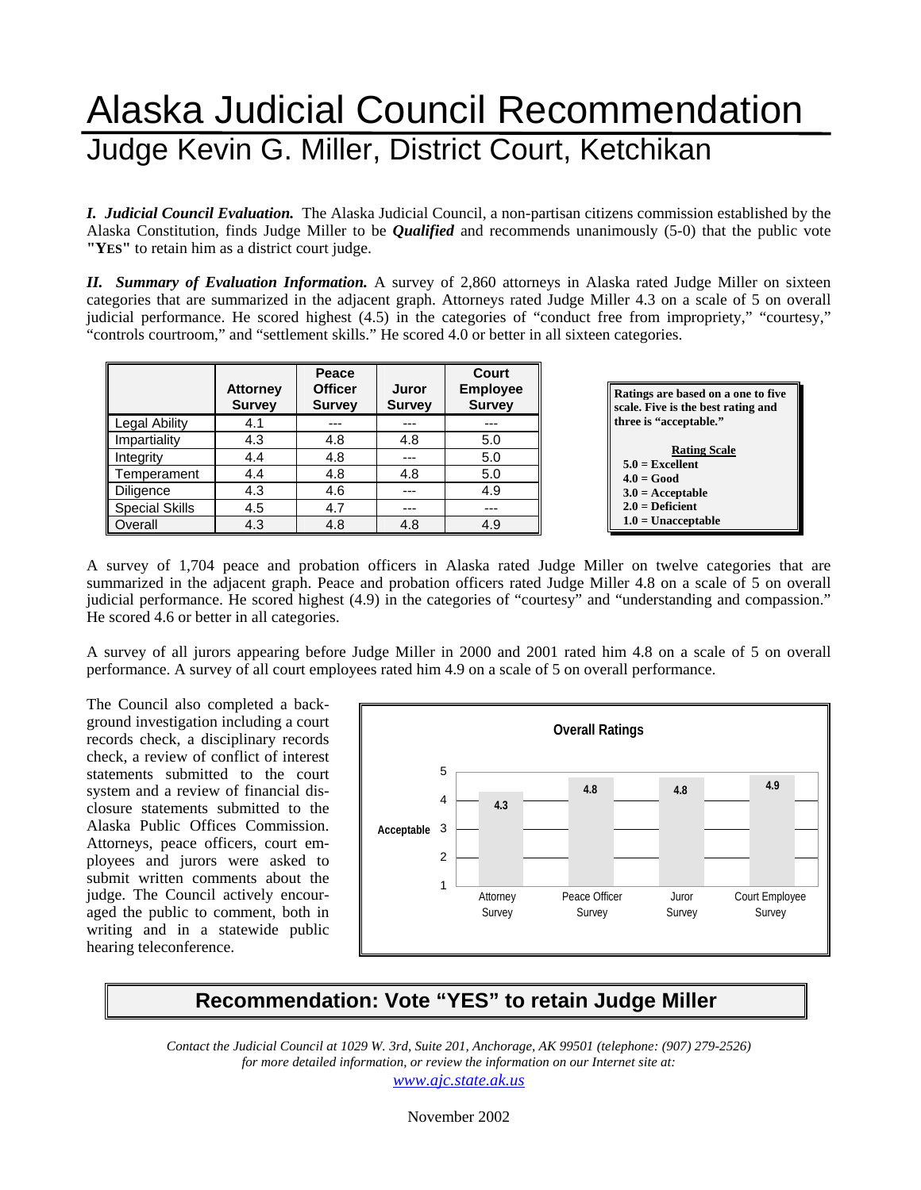# Alaska Judicial Council Recommendation

## Judge Kevin G. Miller, District Court, Ketchikan

***I. Judicial Council Evaluation.*** The Alaska Judicial Council, a non-partisan citizens commission established by the Alaska Constitution, finds Judge Miller to be ***Qualified*** and recommends unanimously (5-0) that the public vote **"YES"** to retain him as a district court judge.

***II. Summary of Evaluation Information.*** A survey of 2,860 attorneys in Alaska rated Judge Miller on sixteen categories that are summarized in the adjacent graph. Attorneys rated Judge Miller 4.3 on a scale of 5 on overall judicial performance. He scored highest (4.5) in the categories of "conduct free from impropriety," "courtesy," "controls courtroom," and "settlement skills." He scored 4.0 or better in all sixteen categories.

| | Attorney Survey | Peace Officer Survey | Juror Survey | Court Employee Survey |
|---|---|---|---|---|
| Legal Ability | 4.1 | --- | --- | --- |
| Impartiality | 4.3 | 4.8 | 4.8 | 5.0 |
| Integrity | 4.4 | 4.8 | --- | 5.0 |
| Temperament | 4.4 | 4.8 | 4.8 | 5.0 |
| Diligence | 4.3 | 4.6 | --- | 4.9 |
| Special Skills | 4.5 | 4.7 | --- | --- |
| Overall | 4.3 | 4.8 | 4.8 | 4.9 |

**Ratings are based on a one to five scale. Five is the best rating and three is "acceptable."**

**Rating Scale**

- **5.0 = Excellent**
- **4.0 = Good**
- **3.0 = Acceptable**
- **2.0 = Deficient**
- **1.0 = Unacceptable**

A survey of 1,704 peace and probation officers in Alaska rated Judge Miller on twelve categories that are summarized in the adjacent graph. Peace and probation officers rated Judge Miller 4.8 on a scale of 5 on overall judicial performance. He scored highest (4.9) in the categories of "courtesy" and "understanding and compassion." He scored 4.6 or better in all categories.

A survey of all jurors appearing before Judge Miller in 2000 and 2001 rated him 4.8 on a scale of 5 on overall performance. A survey of all court employees rated him 4.9 on a scale of 5 on overall performance.

The Council also completed a background investigation including a court records check, a disciplinary records check, a review of conflict of interest statements submitted to the court system and a review of financial disclosure statements submitted to the Alaska Public Offices Commission. Attorneys, peace officers, court employees and jurors were asked to submit written comments about the judge. The Council actively encouraged the public to comment, both in writing and in a statewide public hearing teleconference.

**Overall Ratings**

| Survey | Rating |
|---|---|
| Attorney Survey | 4.3 |
| Peace Officer Survey | 4.8 |
| Juror Survey | 4.8 |
| Court Employee Survey | 4.9 |

(Scale 1–5; 3 = Acceptable)

## Recommendation: Vote "YES" to retain Judge Miller

*Contact the Judicial Council at 1029 W. 3rd, Suite 201, Anchorage, AK 99501 (telephone: (907) 279-2526) for more detailed information, or review the information on our Internet site at:*
*www.ajc.state.ak.us*

November 2002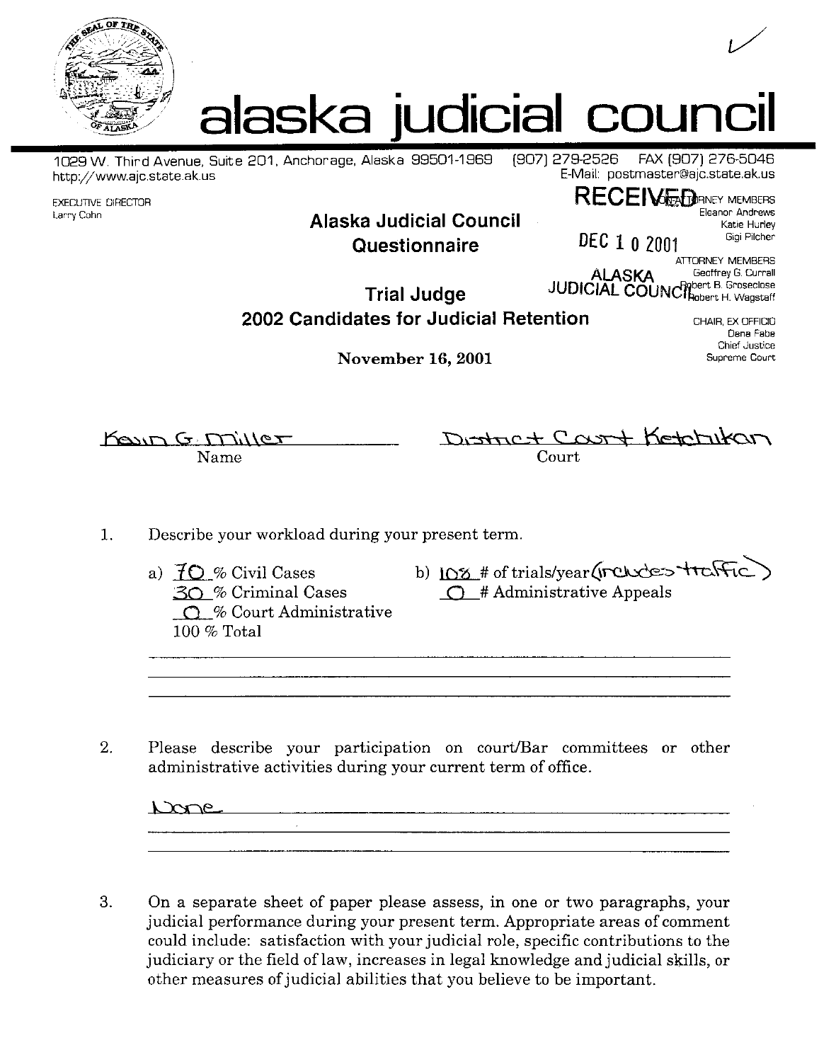# alaska judicial council

1029 W. Third Avenue, Suite 201, Anchorage, Alaska 99501-1969 (907) 279-2526 FAX (907) 276-5046
http://www.ajc.state.ak.us E-Mail: postmaster@ajc.state.ak.us

EXECUTIVE DIRECTOR
Larry Cohn

RECEIVED
DEC 10 2001
ALASKA JUDICIAL COUNCIL

NON-ATTORNEY MEMBERS
Eleanor Andrews
Katie Hurley
Gigi Pilcher

ATTORNEY MEMBERS
Geoffrey G. Currall
Robert B. Groseclose
Robert H. Wagstaff

CHAIR, EX OFFICIO
Dana Fabe
Chief Justice
Supreme Court

## Alaska Judicial Council Questionnaire

## Trial Judge
## 2002 Candidates for Judicial Retention

**November 16, 2001**

Kevin G. Miller — Name

District Court Ketchikan — Court

1. Describe your workload during your present term.

   a) 70 % Civil Cases
   30 % Criminal Cases
   0 % Court Administrative
   100 % Total

   b) 108 # of trials/year (includes traffic)
   0 # Administrative Appeals

2. Please describe your participation on court/Bar committees or other administrative activities during your current term of office.

   None

3. On a separate sheet of paper please assess, in one or two paragraphs, your judicial performance during your present term. Appropriate areas of comment could include: satisfaction with your judicial role, specific contributions to the judiciary or the field of law, increases in legal knowledge and judicial skills, or other measures of judicial abilities that you believe to be important.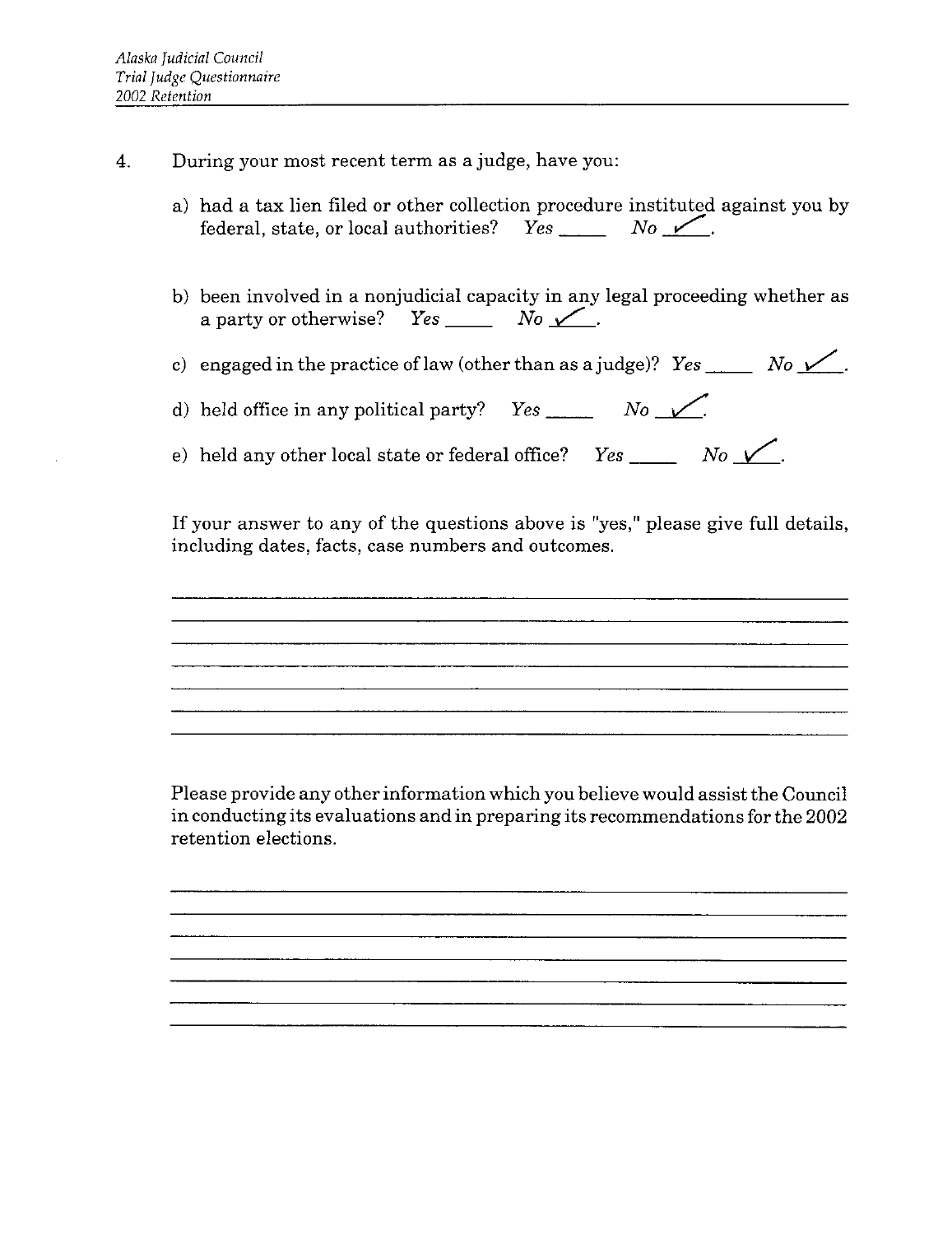4. During your most recent term as a judge, have you:

   a) had a tax lien filed or other collection procedure instituted against you by federal, state, or local authorities? *Yes* \_\_\_\_ *No* ✓.

   b) been involved in a nonjudicial capacity in any legal proceeding whether as a party or otherwise? *Yes* \_\_\_\_ *No* ✓.

   c) engaged in the practice of law (other than as a judge)? *Yes* \_\_\_\_ *No* ✓.

   d) held office in any political party? *Yes* \_\_\_\_ *No* ✓.

   e) held any other local state or federal office? *Yes* \_\_\_\_ *No* ✓.

   If your answer to any of the questions above is "yes," please give full details, including dates, facts, case numbers and outcomes.

   Please provide any other information which you believe would assist the Council in conducting its evaluations and in preparing its recommendations for the 2002 retention elections.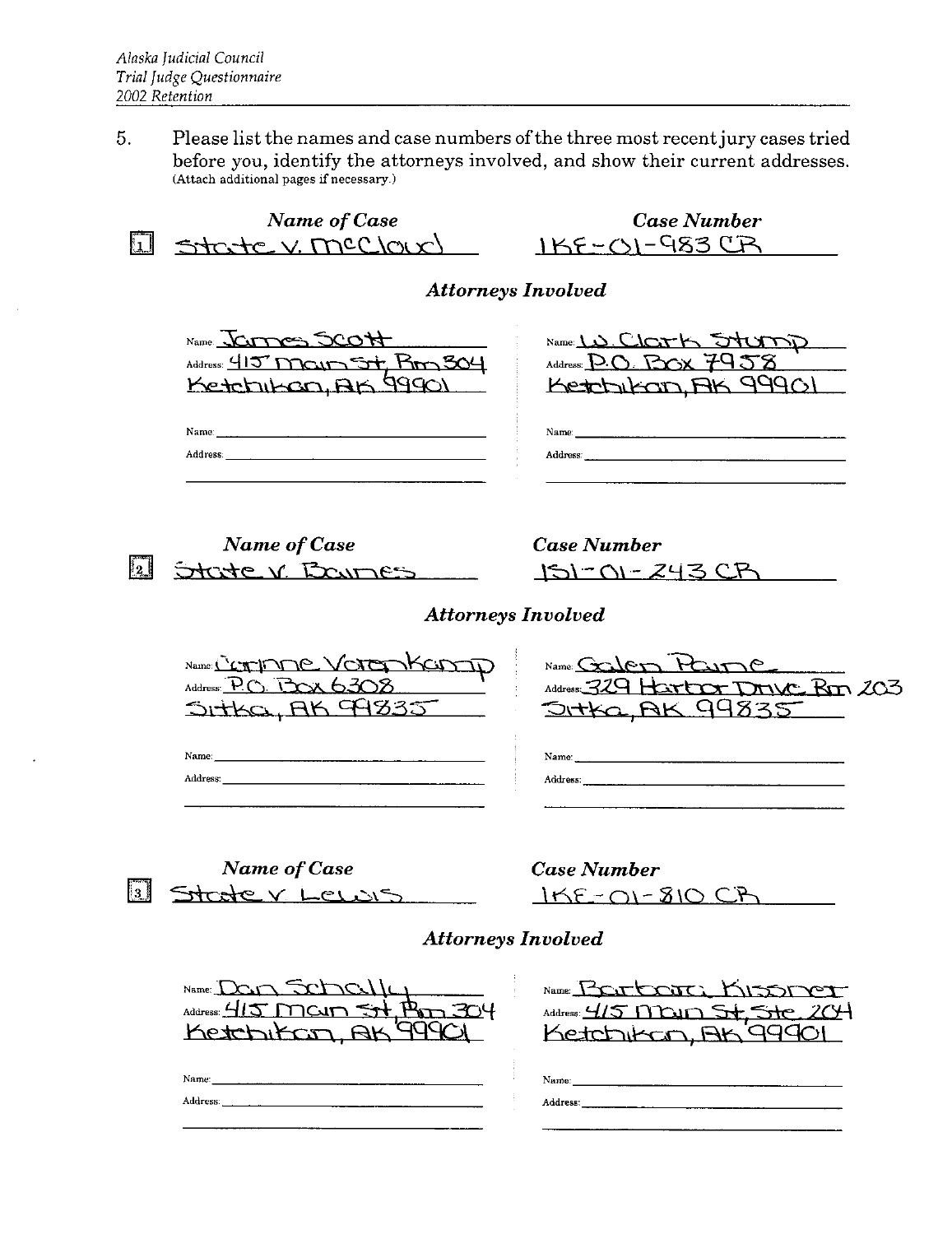5. Please list the names and case numbers of the three most recent jury cases tried before you, identify the attorneys involved, and show their current addresses. (Attach additional pages if necessary.)

**1**

| *Name of Case* | *Case Number* |
|---|---|
| State v. McCloud | 1KE-01-983 CR |

*Attorneys Involved*

| | |
|---|---|
| Name: James Scott | Name: W. Clark Stump |
| Address: 415 Main St, Rm 304, Ketchikan, AK 99901 | Address: P.O. Box 7958, Ketchikan, AK 99901 |
| Name: | Name: |
| Address: | Address: |

**2**

| *Name of Case* | *Case Number* |
|---|---|
| State v. Baines | 1SI-01-243 CR |

*Attorneys Involved*

| | |
|---|---|
| Name: Corinne Vorenkamp | Name: Galen Paine |
| Address: P.O. Box 6308, Sitka, AK 99835 | Address: 329 Harbor Drive Rm 203, Sitka, AK 99835 |
| Name: | Name: |
| Address: | Address: |

**3**

| *Name of Case* | *Case Number* |
|---|---|
| State v Lewis | 1KE-01-810 CR |

*Attorneys Involved*

| | |
|---|---|
| Name: Dan Schally | Name: Barbara Kissner |
| Address: 415 Main St, Rm 304, Ketchikan, AK 99901 | Address: 415 Main St, Ste 204, Ketchikan, AK 99901 |
| Name: | Name: |
| Address: | Address: |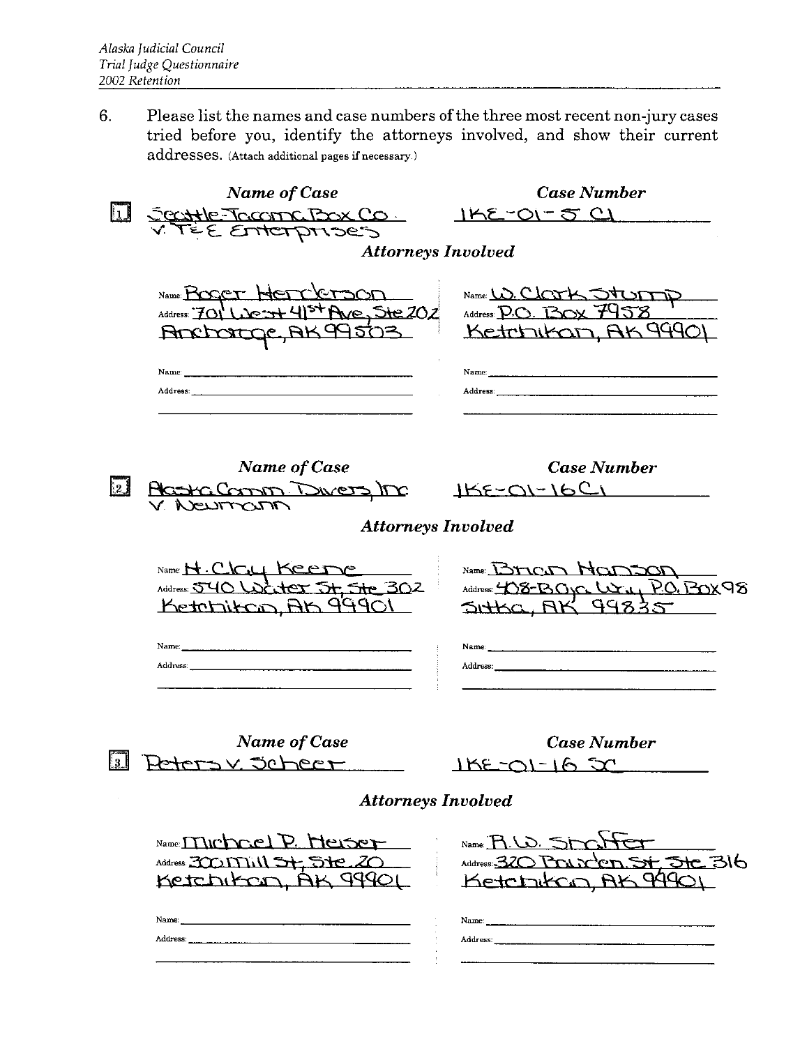6. Please list the names and case numbers of the three most recent non-jury cases tried before you, identify the attorneys involved, and show their current addresses. (Attach additional pages if necessary.)

**1**

| Name of Case | Case Number |
|---|---|
| Seattle-Tacoma Box Co. v. T&E Enterprises | 1KE-01-5 CI |

*Attorneys Involved*

| | |
|---|---|
| Name: Roger Henderson | Name: W. Clark Stump |
| Address: 701 West 41st Ave, Ste 202, Anchorage, AK 99503 | Address: P.O. Box 7958, Ketchikan, AK 99901 |
| Name: | Name: |
| Address: | Address: |

**2**

| Name of Case | Case Number |
|---|---|
| Alaska Comm. Divers, Inc v. Neumann | 1KE-01-16 CI |

*Attorneys Involved*

| | |
|---|---|
| Name: H. Clay Keene | Name: Brian Hanson |
| Address: 540 Water St, Ste 302, Ketchikan, AK 99901 | Address: 408-Baja Way, P.O. Box 98, Sitka, AK 99835 |
| Name: | Name: |
| Address: | Address: |

**3**

| Name of Case | Case Number |
|---|---|
| Peters v. Scheer | 1KE-01-16 SC |

*Attorneys Involved*

| | |
|---|---|
| Name: Michael P. Heiser | Name: R.W. Shaffer |
| Address: 300 Mill St, Ste 20, Ketchikan, AK 99901 | Address: 320 Bawden St, Ste 316, Ketchikan, AK 99901 |
| Name: | Name: |
| Address: | Address: |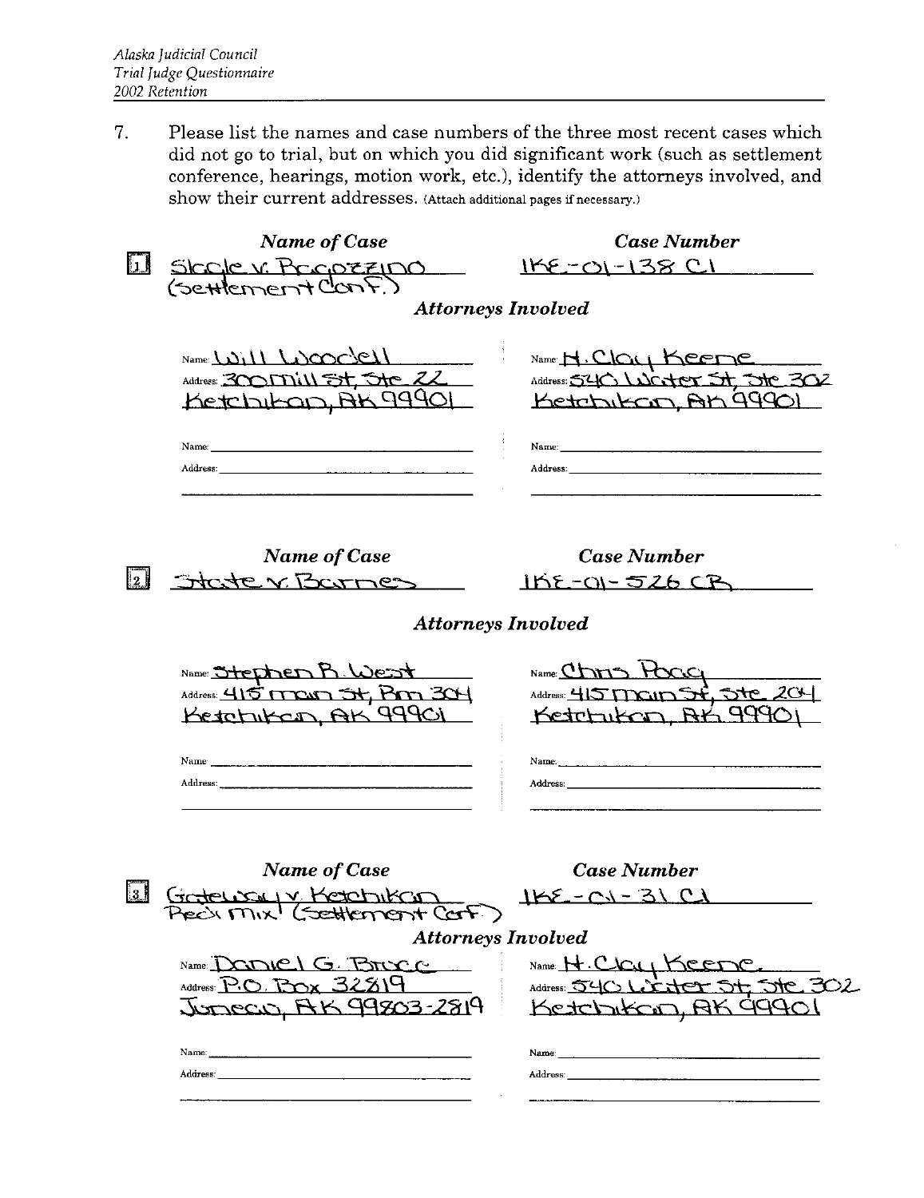7. Please list the names and case numbers of the three most recent cases which did not go to trial, but on which you did significant work (such as settlement conference, hearings, motion work, etc.), identify the attorneys involved, and show their current addresses. (Attach additional pages if necessary.)

**1.**

| *Name of Case* | *Case Number* |
|---|---|
| Slagle v. Bagozzino (Settlement Conf.) | 1KE-01-138 CI |

***Attorneys Involved***

| | |
|---|---|
| Name: Will Woodell | Name: H. Clay Keene |
| Address: 300 Mill St, Ste 22, Ketchikan, AK 99901 | Address: 540 Water St, Ste 302, Ketchikan, AK 99901 |
| Name: | Name: |
| Address: | Address: |

**2.**

| *Name of Case* | *Case Number* |
|---|---|
| State v. Barnes | 1KE-01-526 CR |

***Attorneys Involved***

| | |
|---|---|
| Name: Stephen R. West | Name: Chris Pagg |
| Address: 415 Main St, Rm 304, Ketchikan, AK 99901 | Address: 415 Main St, Ste 204, Ketchikan, AK 99901 |
| Name: | Name: |
| Address: | Address: |

**3.**

| *Name of Case* | *Case Number* |
|---|---|
| Gateway v. Ketchikan Ready Mix (Settlement Conf.) | 1KE-01-31 CI |

***Attorneys Involved***

| | |
|---|---|
| Name: Daniel G. Bruce | Name: H. Clay Keene |
| Address: P.O. Box 32819, Juneau, AK 99803-2819 | Address: 540 Water St, Ste 302, Ketchikan, AK 99901 |
| Name: | Name: |
| Address: | Address: |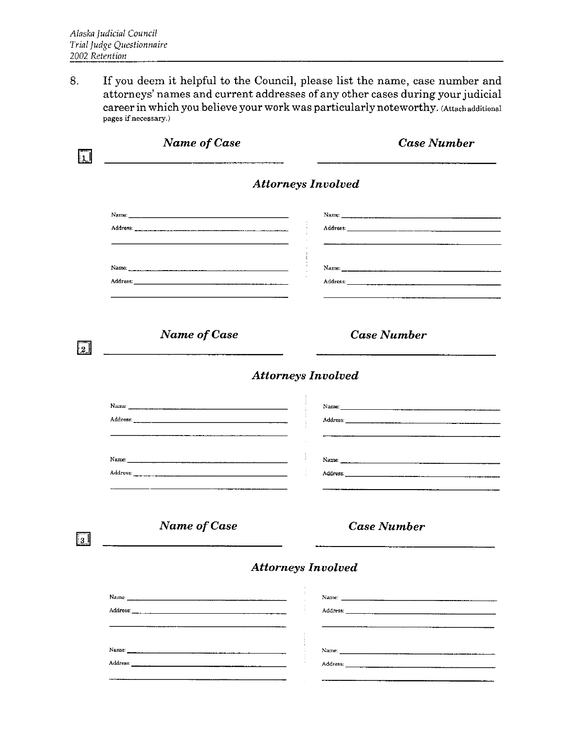8. If you deem it helpful to the Council, please list the name, case number and attorneys' names and current addresses of any other cases during your judicial career in which you believe your work was particularly noteworthy. (Attach additional pages if necessary.)

1

| ***Name of Case*** | ***Case Number*** |
|---|---|
| ______________________ | ______________________ |

***Attorneys Involved***

| | |
|---|---|
| Name: ______________________ | Name: ______________________ |
| Address: ______________________ | Address: ______________________ |
| ______________________ | ______________________ |
| Name: ______________________ | Name: ______________________ |
| Address: ______________________ | Address: ______________________ |
| ______________________ | ______________________ |

2

| ***Name of Case*** | ***Case Number*** |
|---|---|
| ______________________ | ______________________ |

***Attorneys Involved***

| | |
|---|---|
| Name: ______________________ | Name: ______________________ |
| Address: ______________________ | Address: ______________________ |
| ______________________ | ______________________ |
| Name: ______________________ | Name: ______________________ |
| Address: ______________________ | Address: ______________________ |
| ______________________ | ______________________ |

3

| ***Name of Case*** | ***Case Number*** |
|---|---|
| ______________________ | ______________________ |

***Attorneys Involved***

| | |
|---|---|
| Name: ______________________ | Name: ______________________ |
| Address: ______________________ | Address: ______________________ |
| ______________________ | ______________________ |
| Name: ______________________ | Name: ______________________ |
| Address: ______________________ | Address: ______________________ |
| ______________________ | ______________________ |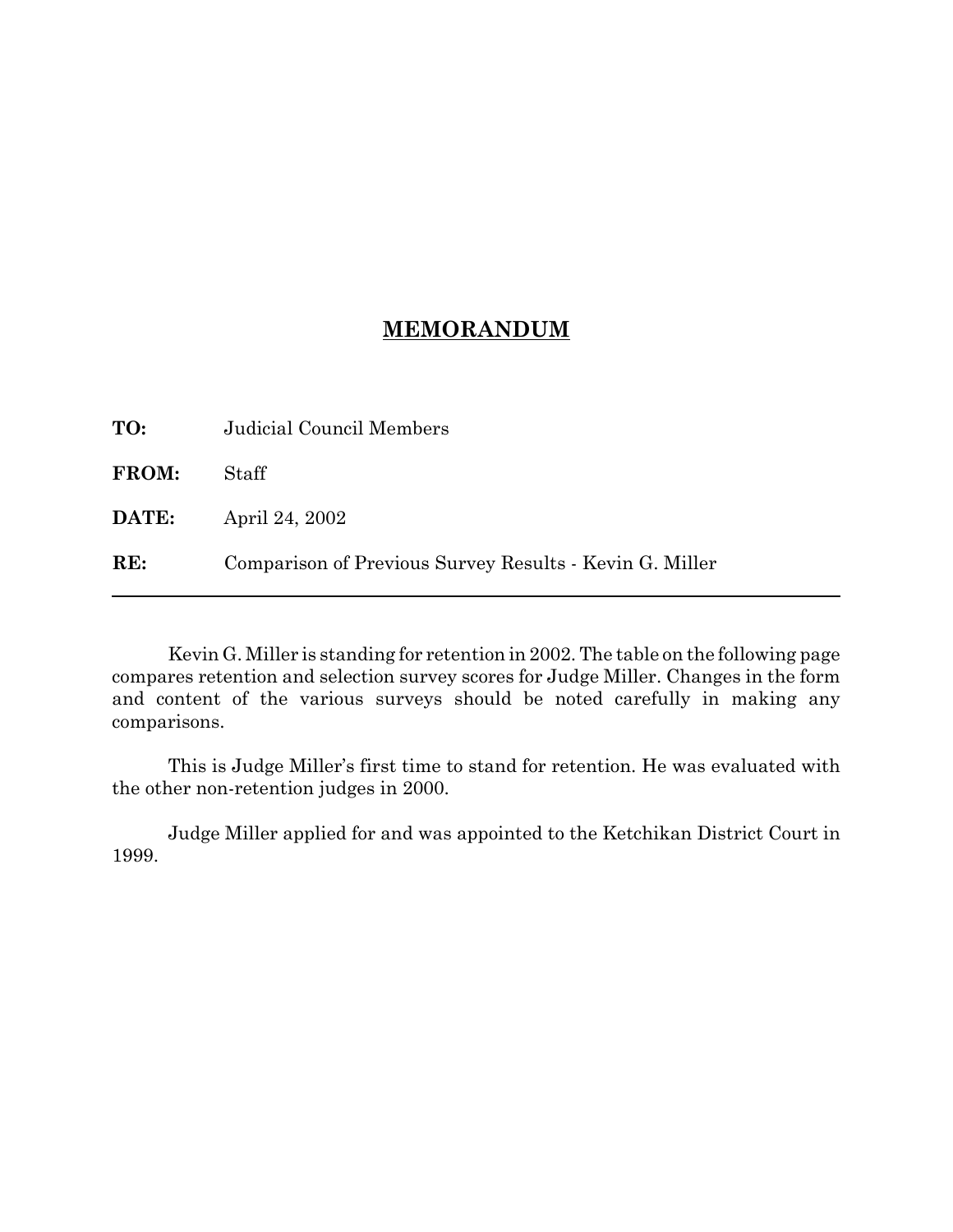# MEMORANDUM

**TO:** Judicial Council Members

**FROM:** Staff

**DATE:** April 24, 2002

**RE:** Comparison of Previous Survey Results - Kevin G. Miller

---

Kevin G. Miller is standing for retention in 2002. The table on the following page compares retention and selection survey scores for Judge Miller. Changes in the form and content of the various surveys should be noted carefully in making any comparisons.

This is Judge Miller's first time to stand for retention. He was evaluated with the other non-retention judges in 2000.

Judge Miller applied for and was appointed to the Ketchikan District Court in 1999.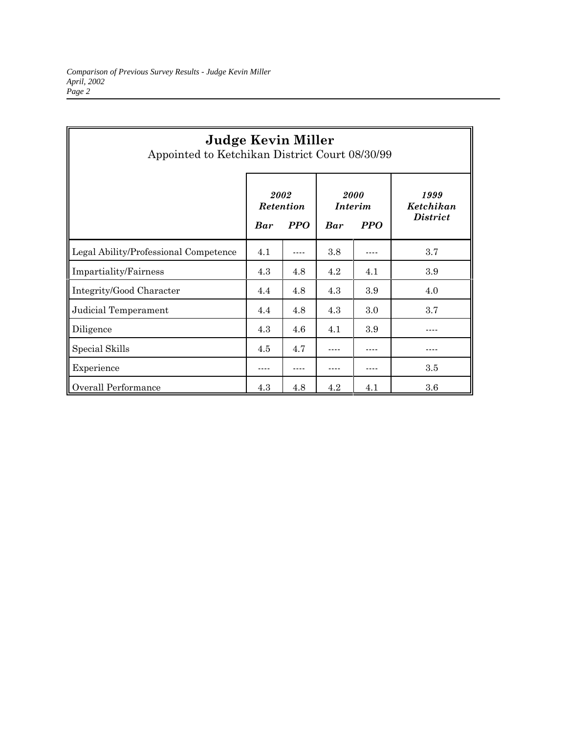## Judge Kevin Miller

Appointed to Ketchikan District Court 08/30/99

| | *2002 Retention* | | *2000 Interim* | | *1999 Ketchikan District* |
|---|---|---|---|---|---|
| | ***Bar*** | ***PPO*** | ***Bar*** | ***PPO*** | |
| Legal Ability/Professional Competence | 4.1 | ---- | 3.8 | ---- | 3.7 |
| Impartiality/Fairness | 4.3 | 4.8 | 4.2 | 4.1 | 3.9 |
| Integrity/Good Character | 4.4 | 4.8 | 4.3 | 3.9 | 4.0 |
| Judicial Temperament | 4.4 | 4.8 | 4.3 | 3.0 | 3.7 |
| Diligence | 4.3 | 4.6 | 4.1 | 3.9 | ---- |
| Special Skills | 4.5 | 4.7 | ---- | ---- | ---- |
| Experience | ---- | ---- | ---- | ---- | 3.5 |
| Overall Performance | 4.3 | 4.8 | 4.2 | 4.1 | 3.6 |